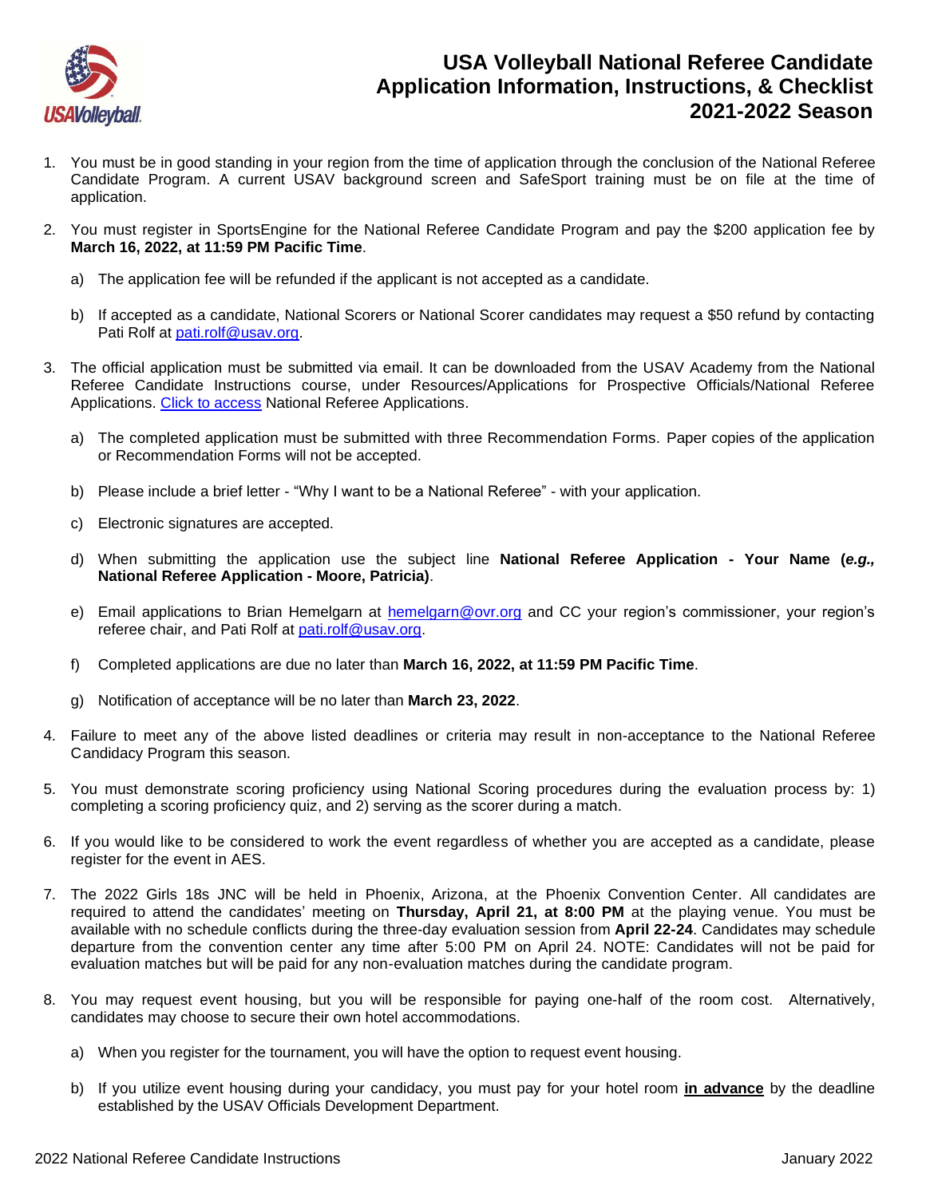# USA Volleyball National Referee Candidate Application Information, Instructions, & Checklist 2021-2022 Season

1. You must be in good standing in your region from the time of application through the conclusion of the National Referee Candidate Program. A current USAV background screen and SafeSport training must be on file at the time of application.

2. You must register in SportsEngine for the National Referee Candidate Program and pay the $200 application fee by **March 16, 2022, at 11:59 PM Pacific Time**.

   a) The application fee will be refunded if the applicant is not accepted as a candidate.

   b) If accepted as a candidate, National Scorers or National Scorer candidates may request a $50 refund by contacting Pati Rolf at pati.rolf@usav.org.

3. The official application must be submitted via email. It can be downloaded from the USAV Academy from the National Referee Candidate Instructions course, under Resources/Applications for Prospective Officials/National Referee Applications. Click to access National Referee Applications.

   a) The completed application must be submitted with three Recommendation Forms. Paper copies of the application or Recommendation Forms will not be accepted.

   b) Please include a brief letter - "Why I want to be a National Referee" - with your application.

   c) Electronic signatures are accepted.

   d) When submitting the application use the subject line **National Referee Application - Your Name (*e.g.,* National Referee Application - Moore, Patricia)**.

   e) Email applications to Brian Hemelgarn at hemelgarn@ovr.org and CC your region's commissioner, your region's referee chair, and Pati Rolf at pati.rolf@usav.org.

   f) Completed applications are due no later than **March 16, 2022, at 11:59 PM Pacific Time**.

   g) Notification of acceptance will be no later than **March 23, 2022**.

4. Failure to meet any of the above listed deadlines or criteria may result in non-acceptance to the National Referee Candidacy Program this season.

5. You must demonstrate scoring proficiency using National Scoring procedures during the evaluation process by: 1) completing a scoring proficiency quiz, and 2) serving as the scorer during a match.

6. If you would like to be considered to work the event regardless of whether you are accepted as a candidate, please register for the event in AES.

7. The 2022 Girls 18s JNC will be held in Phoenix, Arizona, at the Phoenix Convention Center. All candidates are required to attend the candidates' meeting on **Thursday, April 21, at 8:00 PM** at the playing venue. You must be available with no schedule conflicts during the three-day evaluation session from **April 22-24**. Candidates may schedule departure from the convention center any time after 5:00 PM on April 24. NOTE: Candidates will not be paid for evaluation matches but will be paid for any non-evaluation matches during the candidate program.

8. You may request event housing, but you will be responsible for paying one-half of the room cost. Alternatively, candidates may choose to secure their own hotel accommodations.

   a) When you register for the tournament, you will have the option to request event housing.

   b) If you utilize event housing during your candidacy, you must pay for your hotel room **<u>in advance</u>** by the deadline established by the USAV Officials Development Department.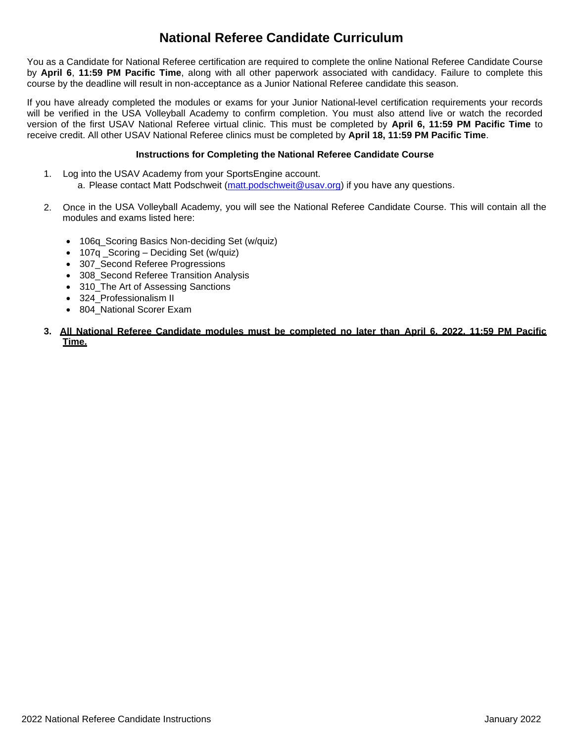# National Referee Candidate Curriculum

You as a Candidate for National Referee certification are required to complete the online National Referee Candidate Course by **April 6**, **11:59 PM Pacific Time**, along with all other paperwork associated with candidacy. Failure to complete this course by the deadline will result in non-acceptance as a Junior National Referee candidate this season.

If you have already completed the modules or exams for your Junior National-level certification requirements your records will be verified in the USA Volleyball Academy to confirm completion. You must also attend live or watch the recorded version of the first USAV National Referee virtual clinic. This must be completed by **April 6, 11:59 PM Pacific Time** to receive credit. All other USAV National Referee clinics must be completed by **April 18, 11:59 PM Pacific Time**.

**Instructions for Completing the National Referee Candidate Course**

1. Log into the USAV Academy from your SportsEngine account.
   a. Please contact Matt Podschweit (matt.podschweit@usav.org) if you have any questions.

2. Once in the USA Volleyball Academy, you will see the National Referee Candidate Course. This will contain all the modules and exams listed here:

   - 106q_Scoring Basics Non-deciding Set (w/quiz)
   - 107q _Scoring – Deciding Set (w/quiz)
   - 307_Second Referee Progressions
   - 308_Second Referee Transition Analysis
   - 310_The Art of Assessing Sanctions
   - 324_Professionalism II
   - 804_National Scorer Exam

3. **All National Referee Candidate modules must be completed no later than April 6, 2022, 11:59 PM Pacific Time.**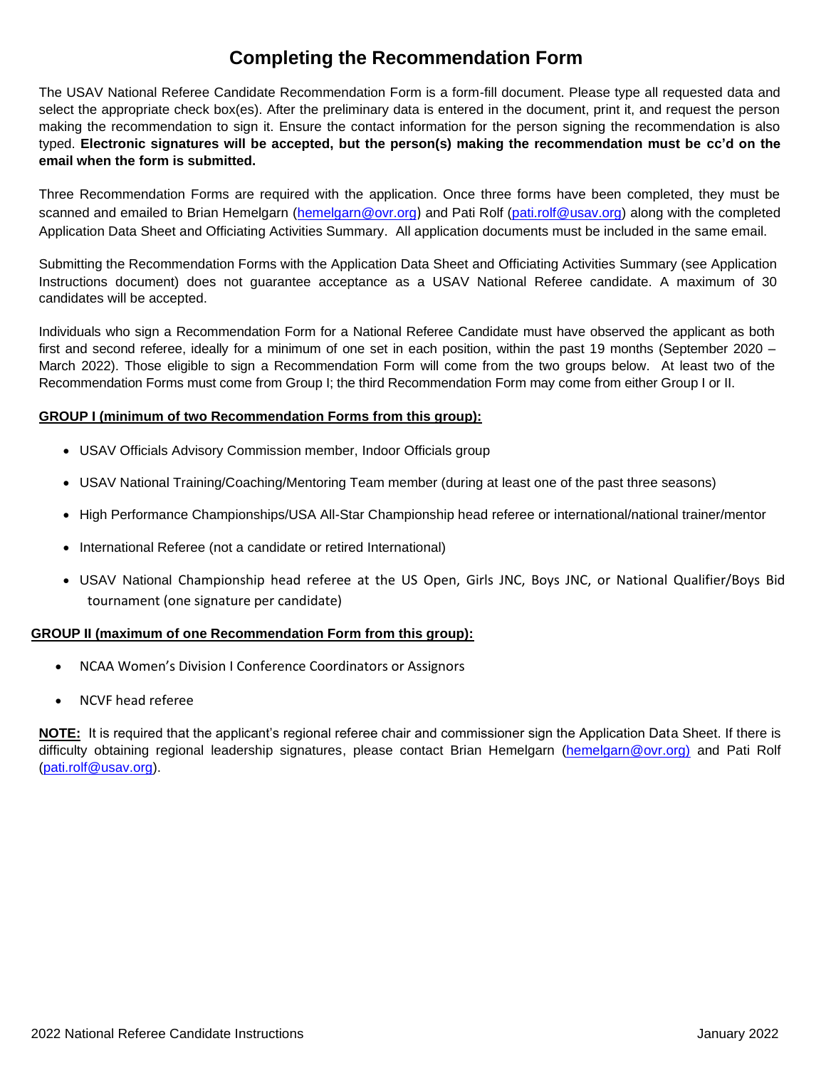# Completing the Recommendation Form

The USAV National Referee Candidate Recommendation Form is a form-fill document. Please type all requested data and select the appropriate check box(es). After the preliminary data is entered in the document, print it, and request the person making the recommendation to sign it. Ensure the contact information for the person signing the recommendation is also typed. **Electronic signatures will be accepted, but the person(s) making the recommendation must be cc'd on the email when the form is submitted.**

Three Recommendation Forms are required with the application. Once three forms have been completed, they must be scanned and emailed to Brian Hemelgarn (hemelgarn@ovr.org) and Pati Rolf (pati.rolf@usav.org) along with the completed Application Data Sheet and Officiating Activities Summary. All application documents must be included in the same email.

Submitting the Recommendation Forms with the Application Data Sheet and Officiating Activities Summary (see Application Instructions document) does not guarantee acceptance as a USAV National Referee candidate. A maximum of 30 candidates will be accepted.

Individuals who sign a Recommendation Form for a National Referee Candidate must have observed the applicant as both first and second referee, ideally for a minimum of one set in each position, within the past 19 months (September 2020 – March 2022). Those eligible to sign a Recommendation Form will come from the two groups below. At least two of the Recommendation Forms must come from Group I; the third Recommendation Form may come from either Group I or II.

**GROUP I (minimum of two Recommendation Forms from this group):**

- USAV Officials Advisory Commission member, Indoor Officials group
- USAV National Training/Coaching/Mentoring Team member (during at least one of the past three seasons)
- High Performance Championships/USA All-Star Championship head referee or international/national trainer/mentor
- International Referee (not a candidate or retired International)
- USAV National Championship head referee at the US Open, Girls JNC, Boys JNC, or National Qualifier/Boys Bid tournament (one signature per candidate)

**GROUP II (maximum of one Recommendation Form from this group):**

- NCAA Women's Division I Conference Coordinators or Assignors
- NCVF head referee

**NOTE:** It is required that the applicant's regional referee chair and commissioner sign the Application Data Sheet. If there is difficulty obtaining regional leadership signatures, please contact Brian Hemelgarn (hemelgarn@ovr.org) and Pati Rolf (pati.rolf@usav.org).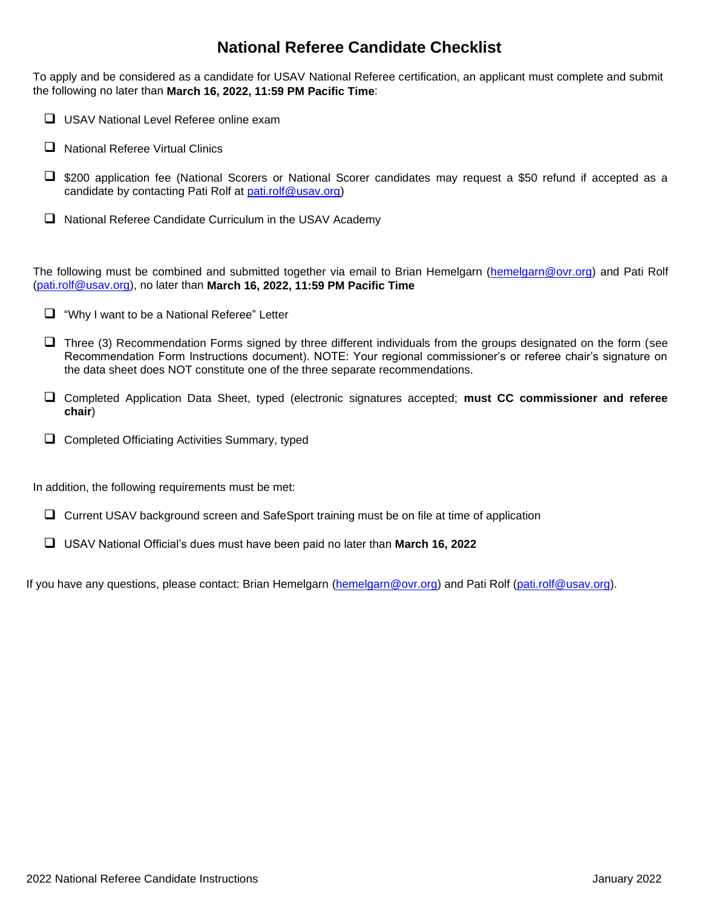# National Referee Candidate Checklist

To apply and be considered as a candidate for USAV National Referee certification, an applicant must complete and submit the following no later than **March 16, 2022, 11:59 PM Pacific Time**:

- ❑ USAV National Level Referee online exam
- ❑ National Referee Virtual Clinics
- ❑ $200 application fee (National Scorers or National Scorer candidates may request a $50 refund if accepted as a candidate by contacting Pati Rolf at pati.rolf@usav.org)
- ❑ National Referee Candidate Curriculum in the USAV Academy

The following must be combined and submitted together via email to Brian Hemelgarn (hemelgarn@ovr.org) and Pati Rolf (pati.rolf@usav.org), no later than **March 16, 2022, 11:59 PM Pacific Time**

- ❑ "Why I want to be a National Referee" Letter
- ❑ Three (3) Recommendation Forms signed by three different individuals from the groups designated on the form (see Recommendation Form Instructions document). NOTE: Your regional commissioner's or referee chair's signature on the data sheet does NOT constitute one of the three separate recommendations.
- ❑ Completed Application Data Sheet, typed (electronic signatures accepted; **must CC commissioner and referee chair**)
- ❑ Completed Officiating Activities Summary, typed

In addition, the following requirements must be met:

- ❑ Current USAV background screen and SafeSport training must be on file at time of application
- ❑ USAV National Official's dues must have been paid no later than **March 16, 2022**

If you have any questions, please contact: Brian Hemelgarn (hemelgarn@ovr.org) and Pati Rolf (pati.rolf@usav.org).